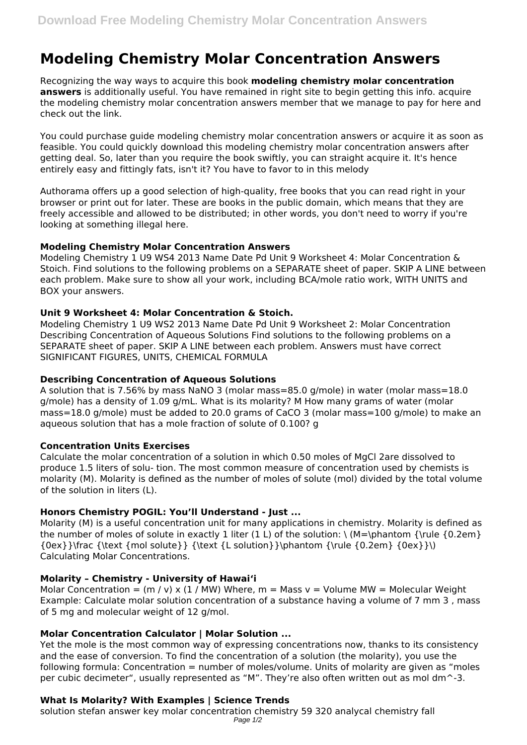# Modeling Chemistry Molar Concentration Answers

Recognizing the way ways to acquire this book **modeling chemistry molar concentration answers** is additionally useful. You have remained in right site to begin getting this info. acquire the modeling chemistry molar concentration answers member that we manage to pay for here and check out the link.

You could purchase guide modeling chemistry molar concentration answers or acquire it as soon as feasible. You could quickly download this modeling chemistry molar concentration answers after getting deal. So, later than you require the book swiftly, you can straight acquire it. It's hence entirely easy and fittingly fats, isn't it? You have to favor to in this melody

Authorama offers up a good selection of high-quality, free books that you can read right in your browser or print out for later. These are books in the public domain, which means that they are freely accessible and allowed to be distributed; in other words, you don't need to worry if you're looking at something illegal here.

### Modeling Chemistry Molar Concentration Answers

Modeling Chemistry 1 U9 WS4 2013 Name Date Pd Unit 9 Worksheet 4: Molar Concentration & Stoich. Find solutions to the following problems on a SEPARATE sheet of paper. SKIP A LINE between each problem. Make sure to show all your work, including BCA/mole ratio work, WITH UNITS and BOX your answers.

### Unit 9 Worksheet 4: Molar Concentration & Stoich.

Modeling Chemistry 1 U9 WS2 2013 Name Date Pd Unit 9 Worksheet 2: Molar Concentration Describing Concentration of Aqueous Solutions Find solutions to the following problems on a SEPARATE sheet of paper. SKIP A LINE between each problem. Answers must have correct SIGNIFICANT FIGURES, UNITS, CHEMICAL FORMULA

### Describing Concentration of Aqueous Solutions

A solution that is 7.56% by mass $NaNO_3$ (molar mass=85.0 g/mole) in water (molar mass=18.0 g/mole) has a density of 1.09 g/mL. What is its molarity? M How many grams of water (molar mass=18.0 g/mole) must be added to 20.0 grams of $CaCO_3$ (molar mass=100 g/mole) to make an aqueous solution that has a mole fraction of solute of 0.100? g

### Concentration Units Exercises

Calculate the molar concentration of a solution in which 0.50 moles of $MgCl_2$are dissolved to produce 1.5 liters of solu- tion. The most common measure of concentration used by chemists is molarity (M). Molarity is defined as the number of moles of solute (mol) divided by the total volume of the solution in liters (L).

### Honors Chemistry POGIL: You'll Understand - Just ...

Molarity (M) is a useful concentration unit for many applications in chemistry. Molarity is defined as the number of moles of solute in exactly 1 liter (1 L) of the solution: \ (M=\phantom {\rule {0.2em} {0ex}}\frac {\text {mol solute}} {\text {L solution}}\phantom {\rule {0.2em} {0ex}}\) Calculating Molar Concentrations.

### Molarity – Chemistry - University of Hawaiʻi

Molar Concentration = (m / v) x (1 / MW) Where, m = Mass v = Volume MW = Molecular Weight Example: Calculate molar solution concentration of a substance having a volume of 7 mm 3 , mass of 5 mg and molecular weight of 12 g/mol.

### Molar Concentration Calculator | Molar Solution ...

Yet the mole is the most common way of expressing concentrations now, thanks to its consistency and the ease of conversion. To find the concentration of a solution (the molarity), you use the following formula: Concentration = number of moles/volume. Units of molarity are given as "moles per cubic decimeter", usually represented as "M". They're also often written out as mol dm^-3.

### What Is Molarity? With Examples | Science Trends

solution stefan answer key molar concentration chemistry 59 320 analycal chemistry fall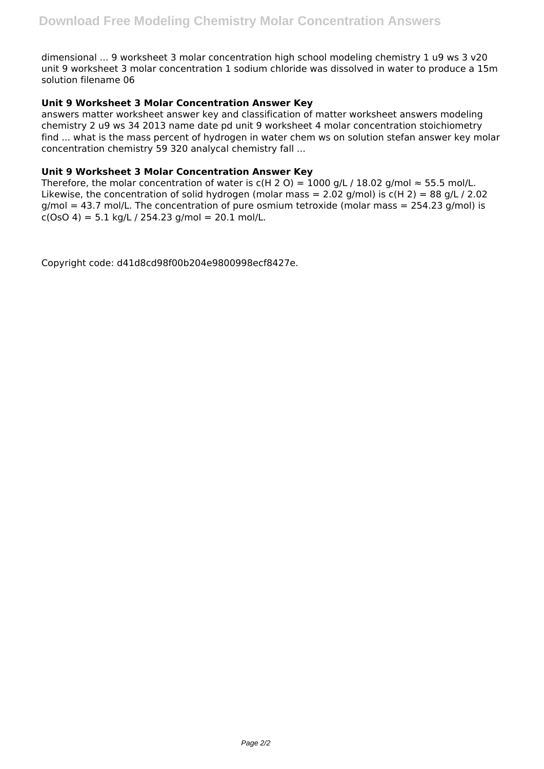dimensional ... 9 worksheet 3 molar concentration high school modeling chemistry 1 u9 ws 3 v20 unit 9 worksheet 3 molar concentration 1 sodium chloride was dissolved in water to produce a 15m solution filename 06

**Unit 9 Worksheet 3 Molar Concentration Answer Key**

answers matter worksheet answer key and classification of matter worksheet answers modeling chemistry 2 u9 ws 34 2013 name date pd unit 9 worksheet 4 molar concentration stoichiometry find ... what is the mass percent of hydrogen in water chem ws on solution stefan answer key molar concentration chemistry 59 320 analycal chemistry fall ...

**Unit 9 Worksheet 3 Molar Concentration Answer Key**

Therefore, the molar concentration of water is $c(H_2O)$ = 1000 g/L / 18.02 g/mol ≈ 55.5 mol/L. Likewise, the concentration of solid hydrogen (molar mass = 2.02 g/mol) is $c(H_2)$ = 88 g/L / 2.02 g/mol = 43.7 mol/L. The concentration of pure osmium tetroxide (molar mass = 254.23 g/mol) is $c(OsO_4)$ = 5.1 kg/L / 254.23 g/mol = 20.1 mol/L.

Copyright code: d41d8cd98f00b204e9800998ecf8427e.